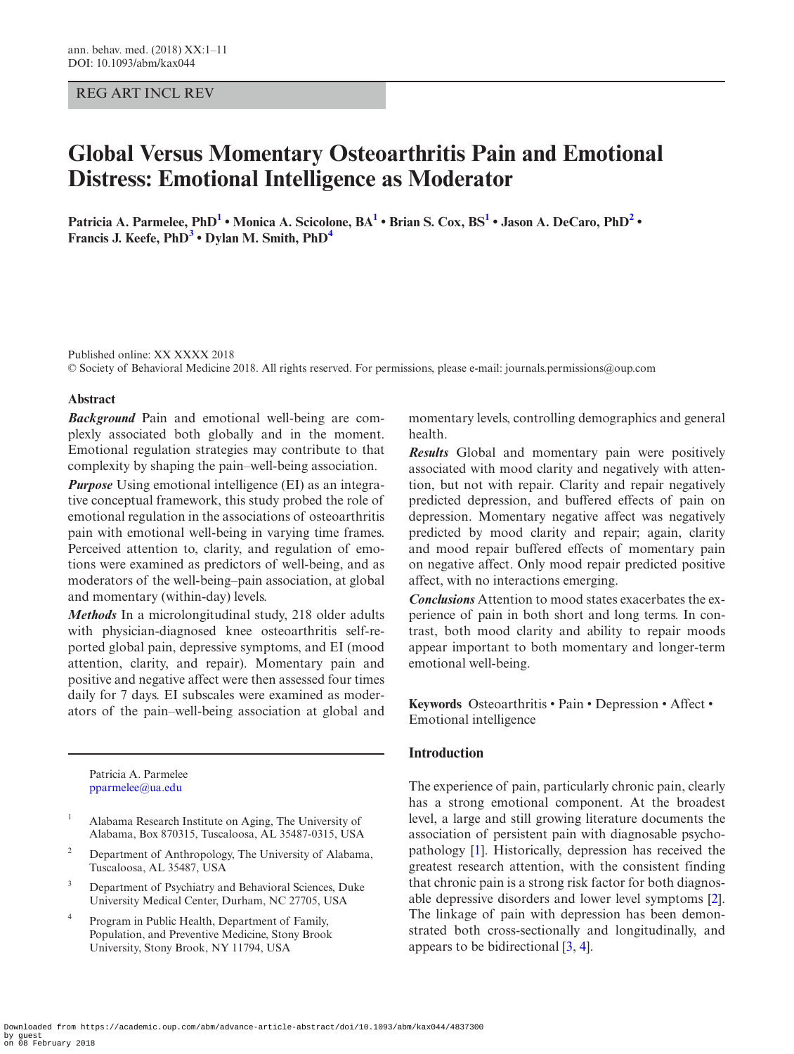REG ART INCL REV

# Global Versus Momentary Osteoarthritis Pain and Emotional Distress: Emotional Intelligence as Moderator

**Patricia A. Parmelee, PhD[1] • Monica A. Scicolone, BA[1] • Brian S. Cox, BS[1] • Jason A. DeCaro, PhD[2] • Francis J. Keefe, PhD[3] • Dylan M. Smith, PhD[4]**

Published online: XX XXXX 2018
© Society of Behavioral Medicine 2018. All rights reserved. For permissions, please e-mail: journals.permissions@oup.com

## Abstract

***Background*** Pain and emotional well-being are complexly associated both globally and in the moment. Emotional regulation strategies may contribute to that complexity by shaping the pain–well-being association.

***Purpose*** Using emotional intelligence (EI) as an integrative conceptual framework, this study probed the role of emotional regulation in the associations of osteoarthritis pain with emotional well-being in varying time frames. Perceived attention to, clarity, and regulation of emotions were examined as predictors of well-being, and as moderators of the well-being–pain association, at global and momentary (within-day) levels.

***Methods*** In a microlongitudinal study, 218 older adults with physician-diagnosed knee osteoarthritis self-reported global pain, depressive symptoms, and EI (mood attention, clarity, and repair). Momentary pain and positive and negative affect were then assessed four times daily for 7 days. EI subscales were examined as moderators of the pain–well-being association at global and momentary levels, controlling demographics and general health.

***Results*** Global and momentary pain were positively associated with mood clarity and negatively with attention, but not with repair. Clarity and repair negatively predicted depression, and buffered effects of pain on depression. Momentary negative affect was negatively predicted by mood clarity and repair; again, clarity and mood repair buffered effects of momentary pain on negative affect. Only mood repair predicted positive affect, with no interactions emerging.

***Conclusions*** Attention to mood states exacerbates the experience of pain in both short and long terms. In contrast, both mood clarity and ability to repair moods appear important to both momentary and longer-term emotional well-being.

**Keywords** Osteoarthritis • Pain • Depression • Affect • Emotional intelligence

Patricia A. Parmelee
pparmelee@ua.edu

[1] Alabama Research Institute on Aging, The University of Alabama, Box 870315, Tuscaloosa, AL 35487-0315, USA

[2] Department of Anthropology, The University of Alabama, Tuscaloosa, AL 35487, USA

[3] Department of Psychiatry and Behavioral Sciences, Duke University Medical Center, Durham, NC 27705, USA

[4] Program in Public Health, Department of Family, Population, and Preventive Medicine, Stony Brook University, Stony Brook, NY 11794, USA

## Introduction

The experience of pain, particularly chronic pain, clearly has a strong emotional component. At the broadest level, a large and still growing literature documents the association of persistent pain with diagnosable psychopathology [1]. Historically, depression has received the greatest research attention, with the consistent finding that chronic pain is a strong risk factor for both diagnosable depressive disorders and lower level symptoms [2]. The linkage of pain with depression has been demonstrated both cross-sectionally and longitudinally, and appears to be bidirectional [3, 4].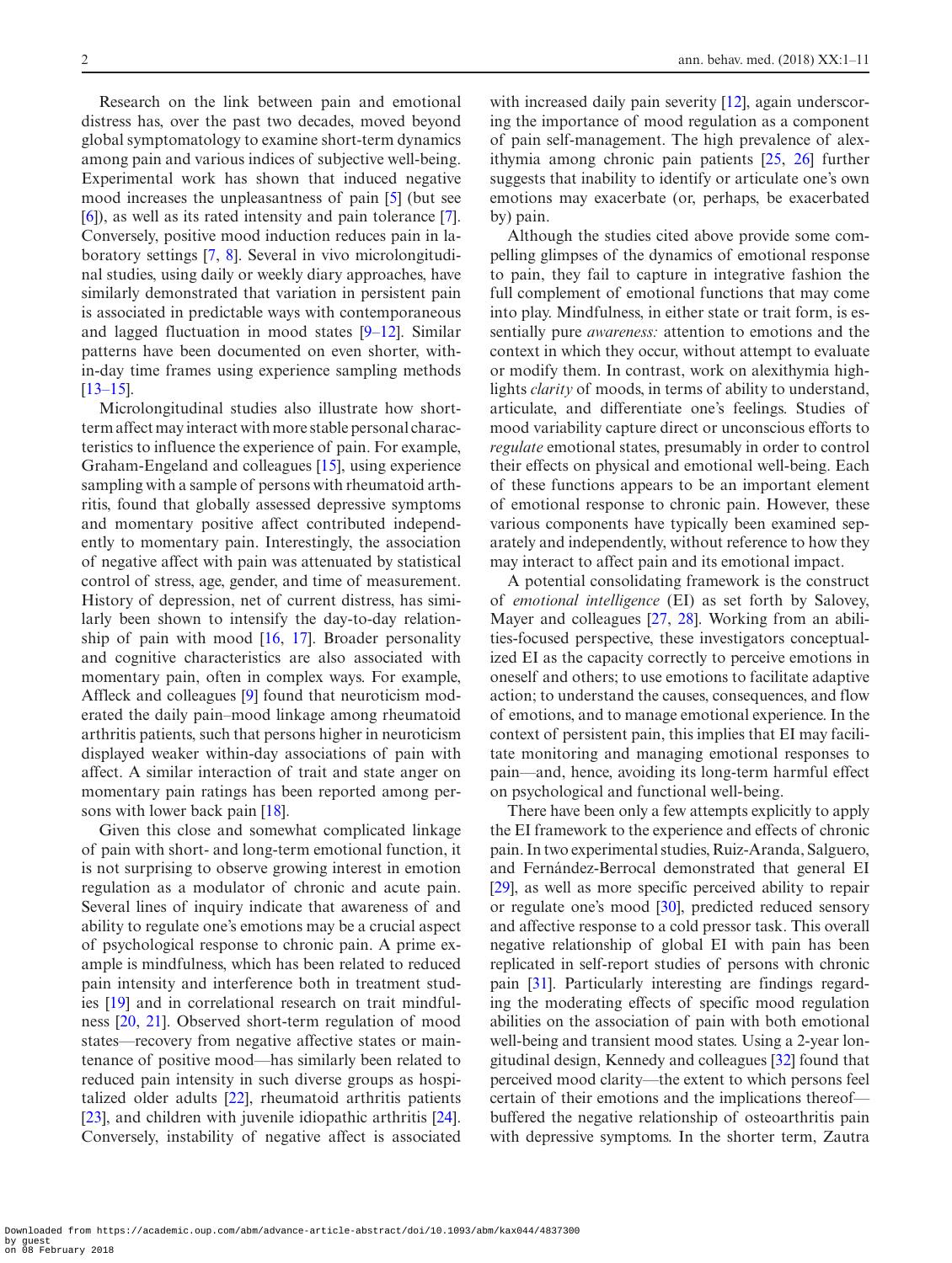Research on the link between pain and emotional distress has, over the past two decades, moved beyond global symptomatology to examine short-term dynamics among pain and various indices of subjective well-being. Experimental work has shown that induced negative mood increases the unpleasantness of pain [5] (but see [6]), as well as its rated intensity and pain tolerance [7]. Conversely, positive mood induction reduces pain in laboratory settings [7, 8]. Several in vivo microlongitudinal studies, using daily or weekly diary approaches, have similarly demonstrated that variation in persistent pain is associated in predictable ways with contemporaneous and lagged fluctuation in mood states [9–12]. Similar patterns have been documented on even shorter, within-day time frames using experience sampling methods [13–15].

Microlongitudinal studies also illustrate how short-term affect may interact with more stable personal characteristics to influence the experience of pain. For example, Graham-Engeland and colleagues [15], using experience sampling with a sample of persons with rheumatoid arthritis, found that globally assessed depressive symptoms and momentary positive affect contributed independently to momentary pain. Interestingly, the association of negative affect with pain was attenuated by statistical control of stress, age, gender, and time of measurement. History of depression, net of current distress, has similarly been shown to intensify the day-to-day relationship of pain with mood [16, 17]. Broader personality and cognitive characteristics are also associated with momentary pain, often in complex ways. For example, Affleck and colleagues [9] found that neuroticism moderated the daily pain–mood linkage among rheumatoid arthritis patients, such that persons higher in neuroticism displayed weaker within-day associations of pain with affect. A similar interaction of trait and state anger on momentary pain ratings has been reported among persons with lower back pain [18].

Given this close and somewhat complicated linkage of pain with short- and long-term emotional function, it is not surprising to observe growing interest in emotion regulation as a modulator of chronic and acute pain. Several lines of inquiry indicate that awareness of and ability to regulate one's emotions may be a crucial aspect of psychological response to chronic pain. A prime example is mindfulness, which has been related to reduced pain intensity and interference both in treatment studies [19] and in correlational research on trait mindfulness [20, 21]. Observed short-term regulation of mood states—recovery from negative affective states or maintenance of positive mood—has similarly been related to reduced pain intensity in such diverse groups as hospitalized older adults [22], rheumatoid arthritis patients [23], and children with juvenile idiopathic arthritis [24]. Conversely, instability of negative affect is associated with increased daily pain severity [12], again underscoring the importance of mood regulation as a component of pain self-management. The high prevalence of alexithymia among chronic pain patients [25, 26] further suggests that inability to identify or articulate one's own emotions may exacerbate (or, perhaps, be exacerbated by) pain.

Although the studies cited above provide some compelling glimpses of the dynamics of emotional response to pain, they fail to capture in integrative fashion the full complement of emotional functions that may come into play. Mindfulness, in either state or trait form, is essentially pure *awareness:* attention to emotions and the context in which they occur, without attempt to evaluate or modify them. In contrast, work on alexithymia highlights *clarity* of moods, in terms of ability to understand, articulate, and differentiate one's feelings. Studies of mood variability capture direct or unconscious efforts to *regulate* emotional states, presumably in order to control their effects on physical and emotional well-being. Each of these functions appears to be an important element of emotional response to chronic pain. However, these various components have typically been examined separately and independently, without reference to how they may interact to affect pain and its emotional impact.

A potential consolidating framework is the construct of *emotional intelligence* (EI) as set forth by Salovey, Mayer and colleagues [27, 28]. Working from an abilities-focused perspective, these investigators conceptualized EI as the capacity correctly to perceive emotions in oneself and others; to use emotions to facilitate adaptive action; to understand the causes, consequences, and flow of emotions, and to manage emotional experience. In the context of persistent pain, this implies that EI may facilitate monitoring and managing emotional responses to pain—and, hence, avoiding its long-term harmful effect on psychological and functional well-being.

There have been only a few attempts explicitly to apply the EI framework to the experience and effects of chronic pain. In two experimental studies, Ruiz-Aranda, Salguero, and Fernández-Berrocal demonstrated that general EI [29], as well as more specific perceived ability to repair or regulate one's mood [30], predicted reduced sensory and affective response to a cold pressor task. This overall negative relationship of global EI with pain has been replicated in self-report studies of persons with chronic pain [31]. Particularly interesting are findings regarding the moderating effects of specific mood regulation abilities on the association of pain with both emotional well-being and transient mood states. Using a 2-year longitudinal design, Kennedy and colleagues [32] found that perceived mood clarity—the extent to which persons feel certain of their emotions and the implications thereof—buffered the negative relationship of osteoarthritis pain with depressive symptoms. In the shorter term, Zautra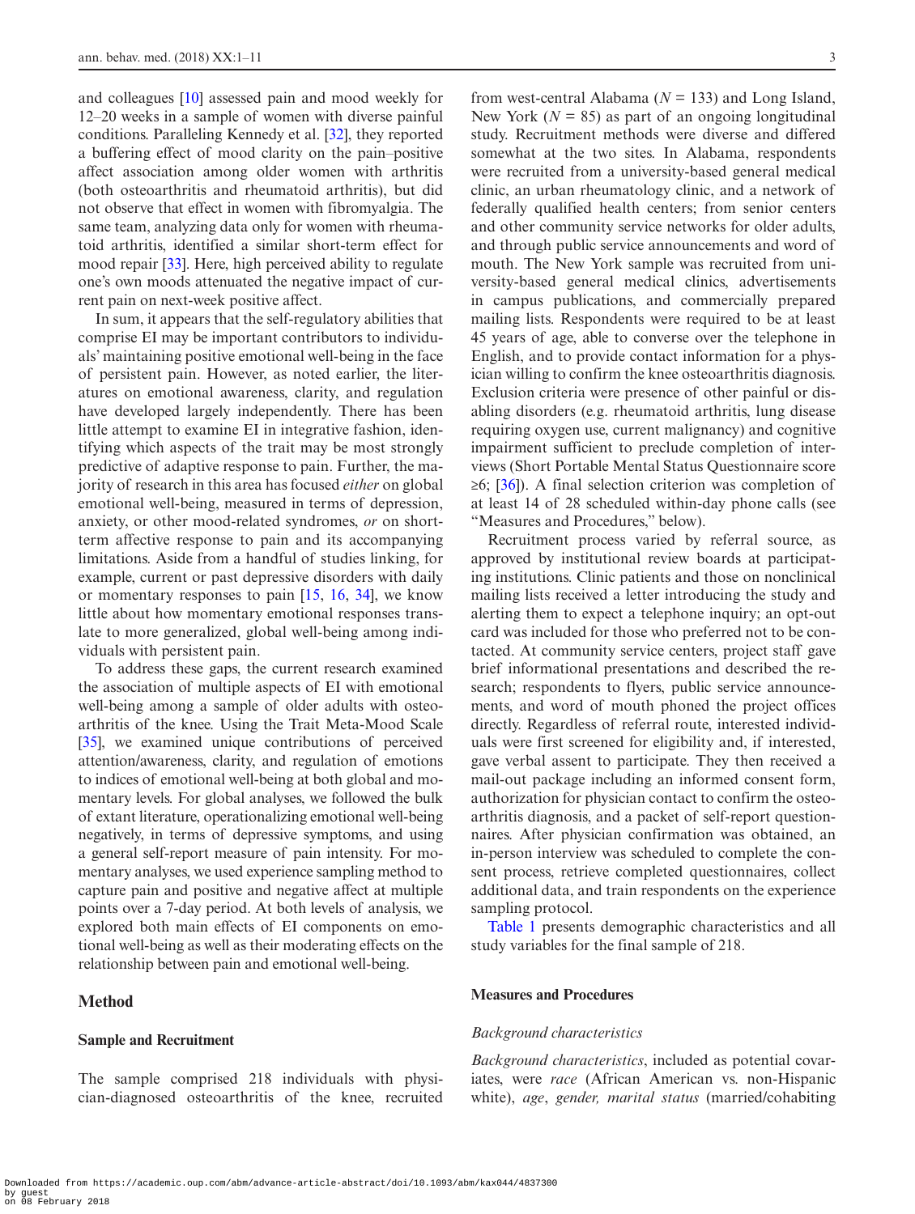and colleagues [10] assessed pain and mood weekly for 12–20 weeks in a sample of women with diverse painful conditions. Paralleling Kennedy et al. [32], they reported a buffering effect of mood clarity on the pain–positive affect association among older women with arthritis (both osteoarthritis and rheumatoid arthritis), but did not observe that effect in women with fibromyalgia. The same team, analyzing data only for women with rheumatoid arthritis, identified a similar short-term effect for mood repair [33]. Here, high perceived ability to regulate one's own moods attenuated the negative impact of current pain on next-week positive affect.

In sum, it appears that the self-regulatory abilities that comprise EI may be important contributors to individuals' maintaining positive emotional well-being in the face of persistent pain. However, as noted earlier, the literatures on emotional awareness, clarity, and regulation have developed largely independently. There has been little attempt to examine EI in integrative fashion, identifying which aspects of the trait may be most strongly predictive of adaptive response to pain. Further, the majority of research in this area has focused *either* on global emotional well-being, measured in terms of depression, anxiety, or other mood-related syndromes, *or* on short-term affective response to pain and its accompanying limitations. Aside from a handful of studies linking, for example, current or past depressive disorders with daily or momentary responses to pain [15, 16, 34], we know little about how momentary emotional responses translate to more generalized, global well-being among individuals with persistent pain.

To address these gaps, the current research examined the association of multiple aspects of EI with emotional well-being among a sample of older adults with osteoarthritis of the knee. Using the Trait Meta-Mood Scale [35], we examined unique contributions of perceived attention/awareness, clarity, and regulation of emotions to indices of emotional well-being at both global and momentary levels. For global analyses, we followed the bulk of extant literature, operationalizing emotional well-being negatively, in terms of depressive symptoms, and using a general self-report measure of pain intensity. For momentary analyses, we used experience sampling method to capture pain and positive and negative affect at multiple points over a 7-day period. At both levels of analysis, we explored both main effects of EI components on emotional well-being as well as their moderating effects on the relationship between pain and emotional well-being.

## Method

### Sample and Recruitment

The sample comprised 218 individuals with physician-diagnosed osteoarthritis of the knee, recruited from west-central Alabama ($N = 133$) and Long Island, New York ($N = 85$) as part of an ongoing longitudinal study. Recruitment methods were diverse and differed somewhat at the two sites. In Alabama, respondents were recruited from a university-based general medical clinic, an urban rheumatology clinic, and a network of federally qualified health centers; from senior centers and other community service networks for older adults, and through public service announcements and word of mouth. The New York sample was recruited from university-based general medical clinics, advertisements in campus publications, and commercially prepared mailing lists. Respondents were required to be at least 45 years of age, able to converse over the telephone in English, and to provide contact information for a physician willing to confirm the knee osteoarthritis diagnosis. Exclusion criteria were presence of other painful or disabling disorders (e.g. rheumatoid arthritis, lung disease requiring oxygen use, current malignancy) and cognitive impairment sufficient to preclude completion of interviews (Short Portable Mental Status Questionnaire score ≥6; [36]). A final selection criterion was completion of at least 14 of 28 scheduled within-day phone calls (see "Measures and Procedures," below).

Recruitment process varied by referral source, as approved by institutional review boards at participating institutions. Clinic patients and those on nonclinical mailing lists received a letter introducing the study and alerting them to expect a telephone inquiry; an opt-out card was included for those who preferred not to be contacted. At community service centers, project staff gave brief informational presentations and described the research; respondents to flyers, public service announcements, and word of mouth phoned the project offices directly. Regardless of referral route, interested individuals were first screened for eligibility and, if interested, gave verbal assent to participate. They then received a mail-out package including an informed consent form, authorization for physician contact to confirm the osteoarthritis diagnosis, and a packet of self-report questionnaires. After physician confirmation was obtained, an in-person interview was scheduled to complete the consent process, retrieve completed questionnaires, collect additional data, and train respondents on the experience sampling protocol.

Table 1 presents demographic characteristics and all study variables for the final sample of 218.

### Measures and Procedures

#### *Background characteristics*

*Background characteristics*, included as potential covariates, were *race* (African American vs. non-Hispanic white), *age*, *gender, marital status* (married/cohabiting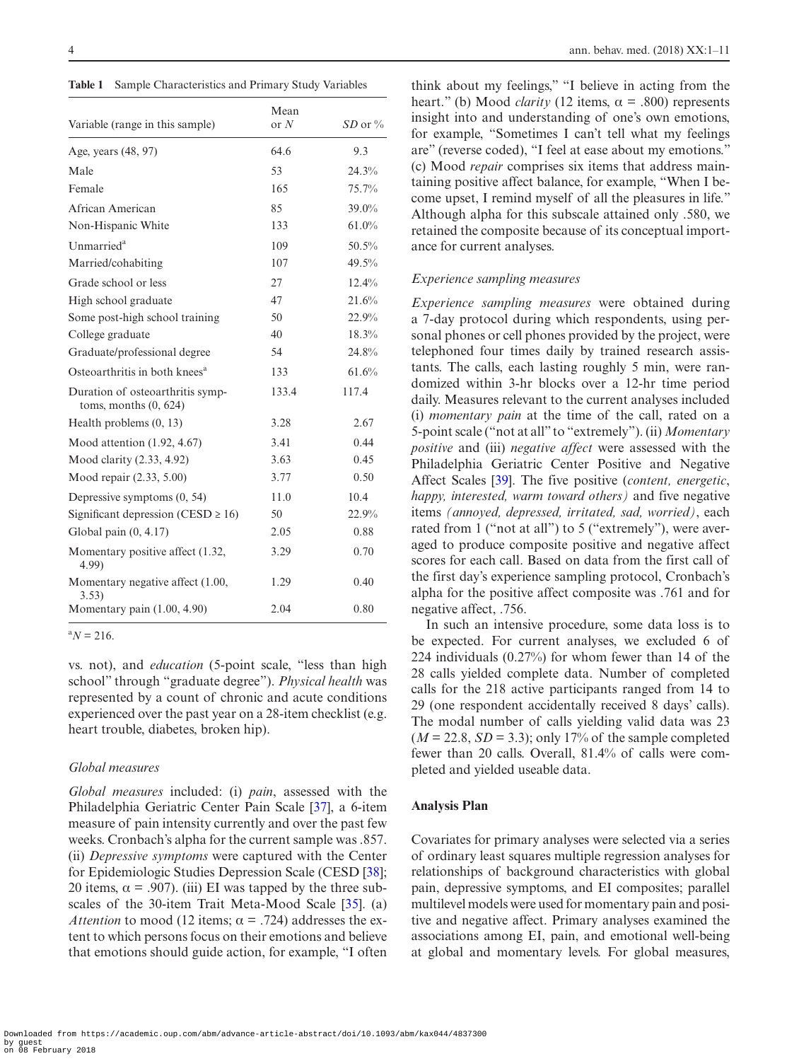**Table 1** Sample Characteristics and Primary Study Variables

| Variable (range in this sample) | Mean or *N* | *SD* or % |
|---|---|---|
| Age, years (48, 97) | 64.6 | 9.3 |
| Male | 53 | 24.3% |
| Female | 165 | 75.7% |
| African American | 85 | 39.0% |
| Non-Hispanic White | 133 | 61.0% |
| Unmarried[a] | 109 | 50.5% |
| Married/cohabiting | 107 | 49.5% |
| Grade school or less | 27 | 12.4% |
| High school graduate | 47 | 21.6% |
| Some post-high school training | 50 | 22.9% |
| College graduate | 40 | 18.3% |
| Graduate/professional degree | 54 | 24.8% |
| Osteoarthritis in both knees[a] | 133 | 61.6% |
| Duration of osteoarthritis symptoms, months (0, 624) | 133.4 | 117.4 |
| Health problems (0, 13) | 3.28 | 2.67 |
| Mood attention (1.92, 4.67) | 3.41 | 0.44 |
| Mood clarity (2.33, 4.92) | 3.63 | 0.45 |
| Mood repair (2.33, 5.00) | 3.77 | 0.50 |
| Depressive symptoms (0, 54) | 11.0 | 10.4 |
| Significant depression (CESD ≥ 16) | 50 | 22.9% |
| Global pain (0, 4.17) | 2.05 | 0.88 |
| Momentary positive affect (1.32, 4.99) | 3.29 | 0.70 |
| Momentary negative affect (1.00, 3.53) | 1.29 | 0.40 |
| Momentary pain (1.00, 4.90) | 2.04 | 0.80 |

[a]$N = 216$.

vs. not), and *education* (5-point scale, "less than high school" through "graduate degree"). *Physical health* was represented by a count of chronic and acute conditions experienced over the past year on a 28-item checklist (e.g. heart trouble, diabetes, broken hip).

### Global measures

*Global measures* included: (i) *pain*, assessed with the Philadelphia Geriatric Center Pain Scale [37], a 6-item measure of pain intensity currently and over the past few weeks. Cronbach's alpha for the current sample was .857. (ii) *Depressive symptoms* were captured with the Center for Epidemiologic Studies Depression Scale (CESD [38]; 20 items, $\alpha = .907$). (iii) EI was tapped by the three subscales of the 30-item Trait Meta-Mood Scale [35]. (a) *Attention* to mood (12 items; $\alpha = .724$) addresses the extent to which persons focus on their emotions and believe that emotions should guide action, for example, "I often think about my feelings," "I believe in acting from the heart." (b) Mood *clarity* (12 items, $\alpha = .800$) represents insight into and understanding of one's own emotions, for example, "Sometimes I can't tell what my feelings are" (reverse coded), "I feel at ease about my emotions." (c) Mood *repair* comprises six items that address maintaining positive affect balance, for example, "When I become upset, I remind myself of all the pleasures in life." Although alpha for this subscale attained only .580, we retained the composite because of its conceptual importance for current analyses.

### Experience sampling measures

*Experience sampling measures* were obtained during a 7-day protocol during which respondents, using personal phones or cell phones provided by the project, were telephoned four times daily by trained research assistants. The calls, each lasting roughly 5 min, were randomized within 3-hr blocks over a 12-hr time period daily. Measures relevant to the current analyses included (i) *momentary pain* at the time of the call, rated on a 5-point scale ("not at all" to "extremely"). (ii) *Momentary positive* and (iii) *negative affect* were assessed with the Philadelphia Geriatric Center Positive and Negative Affect Scales [39]. The five positive (*content, energetic, happy, interested, warm toward others)* and five negative items *(annoyed, depressed, irritated, sad, worried)*, each rated from 1 ("not at all") to 5 ("extremely"), were averaged to produce composite positive and negative affect scores for each call. Based on data from the first call of the first day's experience sampling protocol, Cronbach's alpha for the positive affect composite was .761 and for negative affect, .756.

In such an intensive procedure, some data loss is to be expected. For current analyses, we excluded 6 of 224 individuals (0.27%) for whom fewer than 14 of the 28 calls yielded complete data. Number of completed calls for the 218 active participants ranged from 14 to 29 (one respondent accidentally received 8 days' calls). The modal number of calls yielding valid data was 23 ($M = 22.8$, $SD = 3.3$); only 17% of the sample completed fewer than 20 calls. Overall, 81.4% of calls were completed and yielded useable data.

## Analysis Plan

Covariates for primary analyses were selected via a series of ordinary least squares multiple regression analyses for relationships of background characteristics with global pain, depressive symptoms, and EI composites; parallel multilevel models were used for momentary pain and positive and negative affect. Primary analyses examined the associations among EI, pain, and emotional well-being at global and momentary levels. For global measures,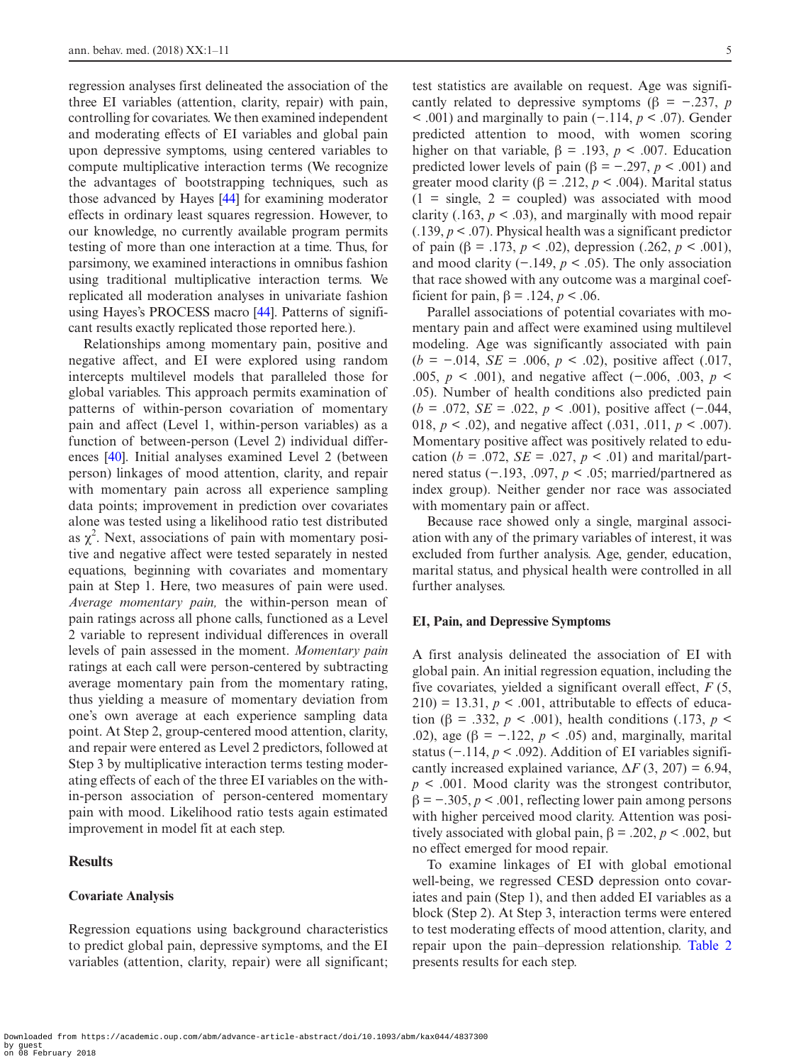regression analyses first delineated the association of the three EI variables (attention, clarity, repair) with pain, controlling for covariates. We then examined independent and moderating effects of EI variables and global pain upon depressive symptoms, using centered variables to compute multiplicative interaction terms (We recognize the advantages of bootstrapping techniques, such as those advanced by Hayes [44] for examining moderator effects in ordinary least squares regression. However, to our knowledge, no currently available program permits testing of more than one interaction at a time. Thus, for parsimony, we examined interactions in omnibus fashion using traditional multiplicative interaction terms. We replicated all moderation analyses in univariate fashion using Hayes's PROCESS macro [44]. Patterns of significant results exactly replicated those reported here.).

Relationships among momentary pain, positive and negative affect, and EI were explored using random intercepts multilevel models that paralleled those for global variables. This approach permits examination of patterns of within-person covariation of momentary pain and affect (Level 1, within-person variables) as a function of between-person (Level 2) individual differences [40]. Initial analyses examined Level 2 (between person) linkages of mood attention, clarity, and repair with momentary pain across all experience sampling data points; improvement in prediction over covariates alone was tested using a likelihood ratio test distributed as $\chi^2$. Next, associations of pain with momentary positive and negative affect were tested separately in nested equations, beginning with covariates and momentary pain at Step 1. Here, two measures of pain were used. *Average momentary pain,* the within-person mean of pain ratings across all phone calls, functioned as a Level 2 variable to represent individual differences in overall levels of pain assessed in the moment. *Momentary pain* ratings at each call were person-centered by subtracting average momentary pain from the momentary rating, thus yielding a measure of momentary deviation from one's own average at each experience sampling data point. At Step 2, group-centered mood attention, clarity, and repair were entered as Level 2 predictors, followed at Step 3 by multiplicative interaction terms testing moderating effects of each of the three EI variables on the within-person association of person-centered momentary pain with mood. Likelihood ratio tests again estimated improvement in model fit at each step.

## Results

### Covariate Analysis

Regression equations using background characteristics to predict global pain, depressive symptoms, and the EI variables (attention, clarity, repair) were all significant; test statistics are available on request. Age was significantly related to depressive symptoms ($\beta = -.237$, $p < .001$) and marginally to pain ($-.114$, $p < .07$). Gender predicted attention to mood, with women scoring higher on that variable, $\beta = .193$, $p < .007$. Education predicted lower levels of pain ($\beta = -.297$, $p < .001$) and greater mood clarity ($\beta = .212$, $p < .004$). Marital status (1 = single, 2 = coupled) was associated with mood clarity (.163, $p < .03$), and marginally with mood repair (.139, $p < .07$). Physical health was a significant predictor of pain ($\beta = .173$, $p < .02$), depression (.262, $p < .001$), and mood clarity ($-.149$, $p < .05$). The only association that race showed with any outcome was a marginal coefficient for pain, $\beta = .124$, $p < .06$.

Parallel associations of potential covariates with momentary pain and affect were examined using multilevel modeling. Age was significantly associated with pain ($b = -.014$, $SE = .006$, $p < .02$), positive affect (.017, .005, $p < .001$), and negative affect ($-.006$, .003, $p < .05$). Number of health conditions also predicted pain ($b = .072$, $SE = .022$, $p < .001$), positive affect ($-.044$, 018, $p < .02$), and negative affect (.031, .011, $p < .007$). Momentary positive affect was positively related to education ($b = .072$, $SE = .027$, $p < .01$) and marital/partnered status ($-.193$, .097, $p < .05$; married/partnered as index group). Neither gender nor race was associated with momentary pain or affect.

Because race showed only a single, marginal association with any of the primary variables of interest, it was excluded from further analysis. Age, gender, education, marital status, and physical health were controlled in all further analyses.

### EI, Pain, and Depressive Symptoms

A first analysis delineated the association of EI with global pain. An initial regression equation, including the five covariates, yielded a significant overall effect, $F$ (5, 210) = 13.31, $p < .001$, attributable to effects of education ($\beta = .332$, $p < .001$), health conditions (.173, $p < .02$), age ($\beta = -.122$, $p < .05$) and, marginally, marital status ($-.114$, $p < .092$). Addition of EI variables significantly increased explained variance, $\Delta F$ (3, 207) = 6.94, $p < .001$. Mood clarity was the strongest contributor, $\beta = -.305$, $p < .001$, reflecting lower pain among persons with higher perceived mood clarity. Attention was positively associated with global pain, $\beta = .202$, $p < .002$, but no effect emerged for mood repair.

To examine linkages of EI with global emotional well-being, we regressed CESD depression onto covariates and pain (Step 1), and then added EI variables as a block (Step 2). At Step 3, interaction terms were entered to test moderating effects of mood attention, clarity, and repair upon the pain–depression relationship. Table 2 presents results for each step.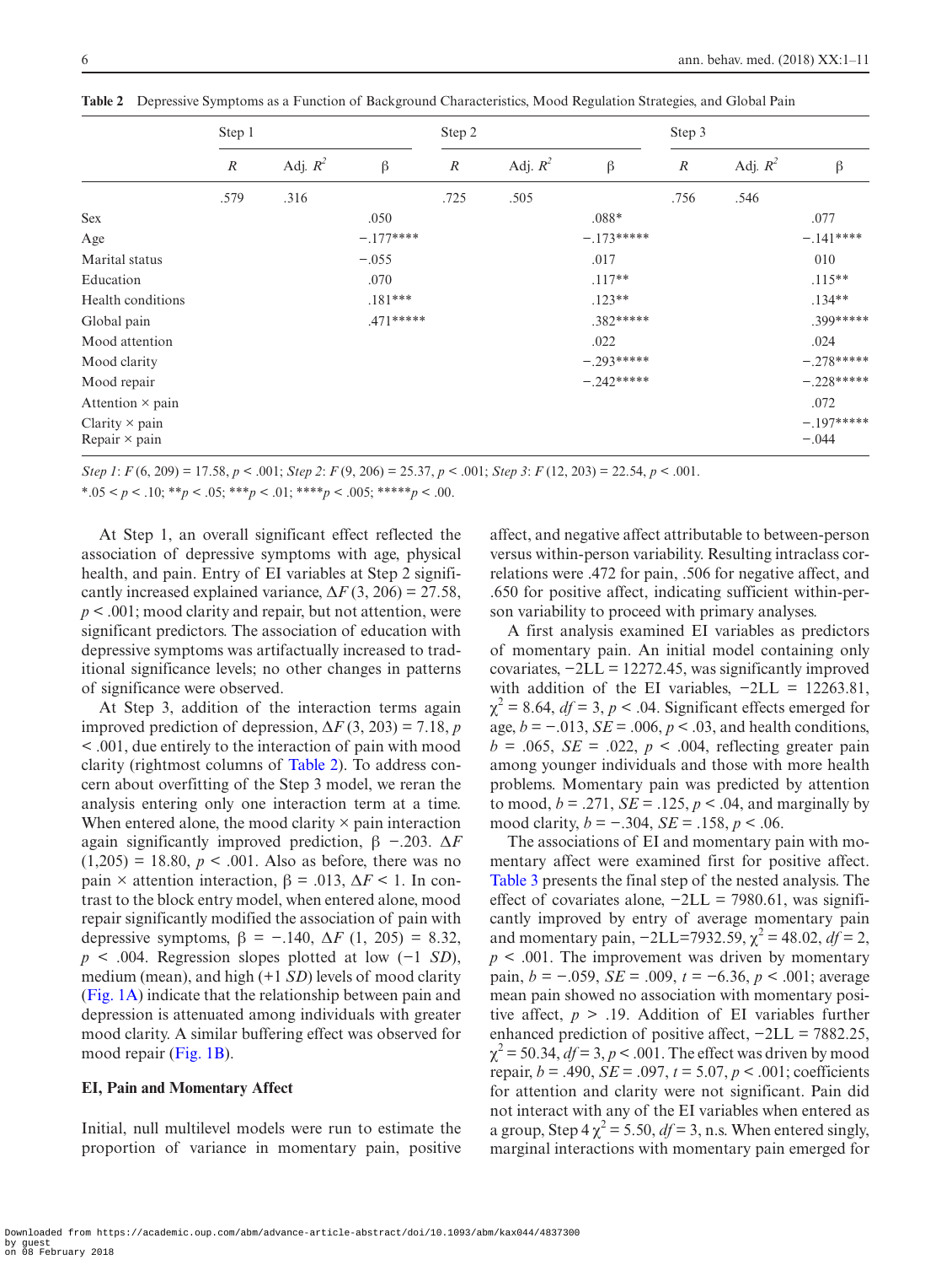**Table 2** Depressive Symptoms as a Function of Background Characteristics, Mood Regulation Strategies, and Global Pain

| | Step 1 | | | Step 2 | | | Step 3 | | |
|---|---|---|---|---|---|---|---|---|---|
| | $R$ | Adj. $R^2$ | β | $R$ | Adj. $R^2$ | β | $R$ | Adj. $R^2$ | β |
| | .579 | .316 | | .725 | .505 | | .756 | .546 | |
| Sex | | | .050 | | | .088* | | | .077 |
| Age | | | −.177**** | | | −.173***** | | | −.141**** |
| Marital status | | | −.055 | | | .017 | | | 010 |
| Education | | | .070 | | | .117** | | | .115** |
| Health conditions | | | .181*** | | | .123** | | | .134** |
| Global pain | | | .471***** | | | .382***** | | | .399***** |
| Mood attention | | | | | | .022 | | | .024 |
| Mood clarity | | | | | | −.293***** | | | −.278***** |
| Mood repair | | | | | | −.242***** | | | −.228***** |
| Attention × pain | | | | | | | | | .072 |
| Clarity × pain | | | | | | | | | −.197***** |
| Repair × pain | | | | | | | | | −.044 |

*Step 1*: $F$ (6, 209) = 17.58, $p < .001$; *Step 2*: $F$ (9, 206) = 25.37, $p < .001$; *Step 3*: $F$ (12, 203) = 22.54, $p < .001$.
*.05 < $p$ < .10; **$p$ < .05; ***$p$ < .01; ****$p$ < .005; *****$p$ < .00.

At Step 1, an overall significant effect reflected the association of depressive symptoms with age, physical health, and pain. Entry of EI variables at Step 2 significantly increased explained variance, $\Delta F$ (3, 206) = 27.58, $p < .001$; mood clarity and repair, but not attention, were significant predictors. The association of education with depressive symptoms was artifactually increased to traditional significance levels; no other changes in patterns of significance were observed.

At Step 3, addition of the interaction terms again improved prediction of depression, $\Delta F$ (3, 203) = 7.18, $p < .001$, due entirely to the interaction of pain with mood clarity (rightmost columns of Table 2). To address concern about overfitting of the Step 3 model, we reran the analysis entering only one interaction term at a time. When entered alone, the mood clarity × pain interaction again significantly improved prediction, β −.203. $\Delta F$ (1,205) = 18.80, $p < .001$. Also as before, there was no pain × attention interaction, β = .013, $\Delta F$ < 1. In contrast to the block entry model, when entered alone, mood repair significantly modified the association of pain with depressive symptoms, β = −.140, $\Delta F$ (1, 205) = 8.32, $p < .004$. Regression slopes plotted at low (−1 $SD$), medium (mean), and high (+1 $SD$) levels of mood clarity (Fig. 1A) indicate that the relationship between pain and depression is attenuated among individuals with greater mood clarity. A similar buffering effect was observed for mood repair (Fig. 1B).

### EI, Pain and Momentary Affect

Initial, null multilevel models were run to estimate the proportion of variance in momentary pain, positive affect, and negative affect attributable to between-person versus within-person variability. Resulting intraclass correlations were .472 for pain, .506 for negative affect, and .650 for positive affect, indicating sufficient within-person variability to proceed with primary analyses.

A first analysis examined EI variables as predictors of momentary pain. An initial model containing only covariates, −2LL = 12272.45, was significantly improved with addition of the EI variables, −2LL = 12263.81, $\chi^2$ = 8.64, $df$ = 3, $p < .04$. Significant effects emerged for age, $b$ = −.013, $SE$ = .006, $p < .03$, and health conditions, $b$ = .065, $SE$ = .022, $p < .004$, reflecting greater pain among younger individuals and those with more health problems. Momentary pain was predicted by attention to mood, $b$ = .271, $SE$ = .125, $p < .04$, and marginally by mood clarity, $b$ = −.304, $SE$ = .158, $p < .06$.

The associations of EI and momentary pain with momentary affect were examined first for positive affect. Table 3 presents the final step of the nested analysis. The effect of covariates alone, −2LL = 7980.61, was significantly improved by entry of average momentary pain and momentary pain, −2LL=7932.59, $\chi^2$ = 48.02, $df$ = 2, $p < .001$. The improvement was driven by momentary pain, $b$ = −.059, $SE$ = .009, $t$ = −6.36, $p < .001$; average mean pain showed no association with momentary positive affect, $p > .19$. Addition of EI variables further enhanced prediction of positive affect, −2LL = 7882.25, $\chi^2$ = 50.34, $df$ = 3, $p < .001$. The effect was driven by mood repair, $b$ = .490, $SE$ = .097, $t$ = 5.07, $p < .001$; coefficients for attention and clarity were not significant. Pain did not interact with any of the EI variables when entered as a group, Step 4 $\chi^2$ = 5.50, $df$ = 3, n.s. When entered singly, marginal interactions with momentary pain emerged for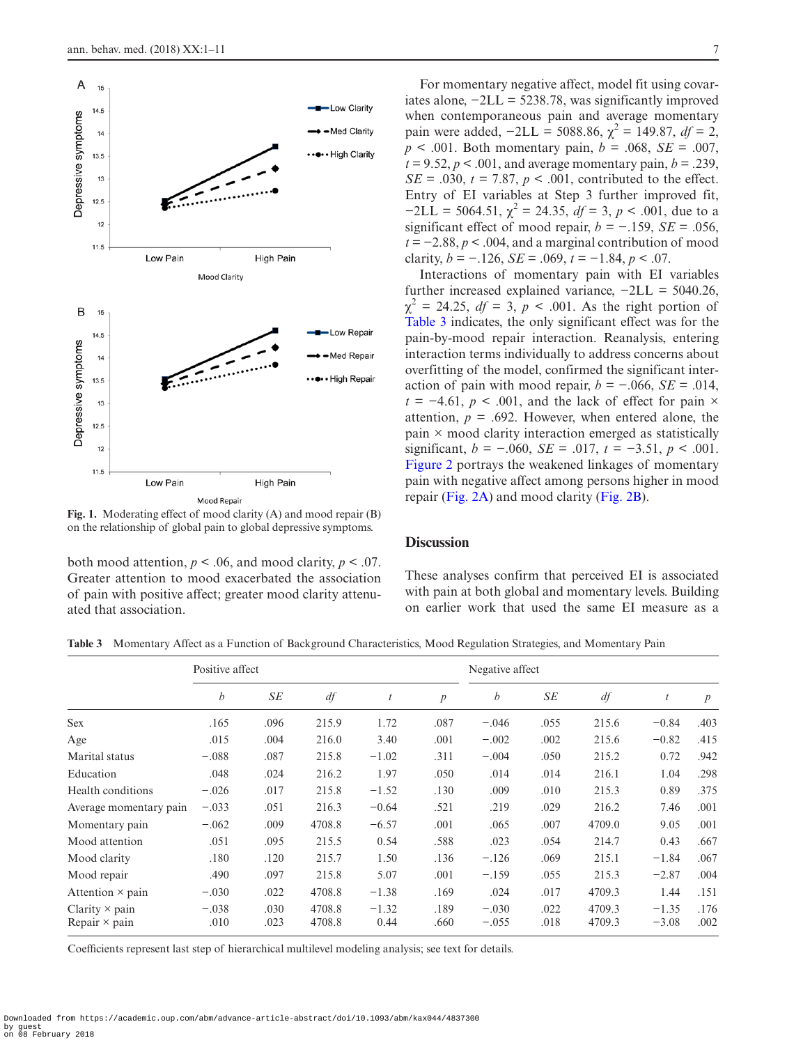Fig. 1. Moderating effect of mood clarity (A) and mood repair (B) on the relationship of global pain to global depressive symptoms.

both mood attention, $p < .06$, and mood clarity, $p < .07$. Greater attention to mood exacerbated the association of pain with positive affect; greater mood clarity attenuated that association.

For momentary negative affect, model fit using covariates alone, $-2LL = 5238.78$, was significantly improved when contemporaneous pain and average momentary pain were added, $-2LL = 5088.86$, $\chi^2 = 149.87$, $df = 2$, $p < .001$. Both momentary pain, $b = .068$, $SE = .007$, $t = 9.52$, $p < .001$, and average momentary pain, $b = .239$, $SE = .030$, $t = 7.87$, $p < .001$, contributed to the effect. Entry of EI variables at Step 3 further improved fit, $-2LL = 5064.51$, $\chi^2 = 24.35$, $df = 3$, $p < .001$, due to a significant effect of mood repair, $b = -.159$, $SE = .056$, $t = -2.88$, $p < .004$, and a marginal contribution of mood clarity, $b = -.126$, $SE = .069$, $t = -1.84$, $p < .07$.

Interactions of momentary pain with EI variables further increased explained variance, $-2LL = 5040.26$, $\chi^2 = 24.25$, $df = 3$, $p < .001$. As the right portion of Table 3 indicates, the only significant effect was for the pain-by-mood repair interaction. Reanalysis, entering interaction terms individually to address concerns about overfitting of the model, confirmed the significant interaction of pain with mood repair, $b = -.066$, $SE = .014$, $t = -4.61$, $p < .001$, and the lack of effect for pain × attention, $p = .692$. However, when entered alone, the pain × mood clarity interaction emerged as statistically significant, $b = -.060$, $SE = .017$, $t = -3.51$, $p < .001$. Figure 2 portrays the weakened linkages of momentary pain with negative affect among persons higher in mood repair (Fig. 2A) and mood clarity (Fig. 2B).

## Discussion

These analyses confirm that perceived EI is associated with pain at both global and momentary levels. Building on earlier work that used the same EI measure as a

**Table 3** Momentary Affect as a Function of Background Characteristics, Mood Regulation Strategies, and Momentary Pain

| | Positive affect | | | | | Negative affect | | | | |
|---|---|---|---|---|---|---|---|---|---|---|
| | *b* | *SE* | *df* | *t* | *p* | *b* | *SE* | *df* | *t* | *p* |
| Sex | .165 | .096 | 215.9 | 1.72 | .087 | −.046 | .055 | 215.6 | −0.84 | .403 |
| Age | .015 | .004 | 216.0 | 3.40 | .001 | −.002 | .002 | 215.6 | −0.82 | .415 |
| Marital status | −.088 | .087 | 215.8 | −1.02 | .311 | −.004 | .050 | 215.2 | 0.72 | .942 |
| Education | .048 | .024 | 216.2 | 1.97 | .050 | .014 | .014 | 216.1 | 1.04 | .298 |
| Health conditions | −.026 | .017 | 215.8 | −1.52 | .130 | .009 | .010 | 215.3 | 0.89 | .375 |
| Average momentary pain | −.033 | .051 | 216.3 | −0.64 | .521 | .219 | .029 | 216.2 | 7.46 | .001 |
| Momentary pain | −.062 | .009 | 4708.8 | −6.57 | .001 | .065 | .007 | 4709.0 | 9.05 | .001 |
| Mood attention | .051 | .095 | 215.5 | 0.54 | .588 | .023 | .054 | 214.7 | 0.43 | .667 |
| Mood clarity | .180 | .120 | 215.7 | 1.50 | .136 | −.126 | .069 | 215.1 | −1.84 | .067 |
| Mood repair | .490 | .097 | 215.8 | 5.07 | .001 | −.159 | .055 | 215.3 | −2.87 | .004 |
| Attention × pain | −.030 | .022 | 4708.8 | −1.38 | .169 | .024 | .017 | 4709.3 | 1.44 | .151 |
| Clarity × pain | −.038 | .030 | 4708.8 | −1.32 | .189 | −.030 | .022 | 4709.3 | −1.35 | .176 |
| Repair × pain | .010 | .023 | 4708.8 | 0.44 | .660 | −.055 | .018 | 4709.3 | −3.08 | .002 |

Coefficients represent last step of hierarchical multilevel modeling analysis; see text for details.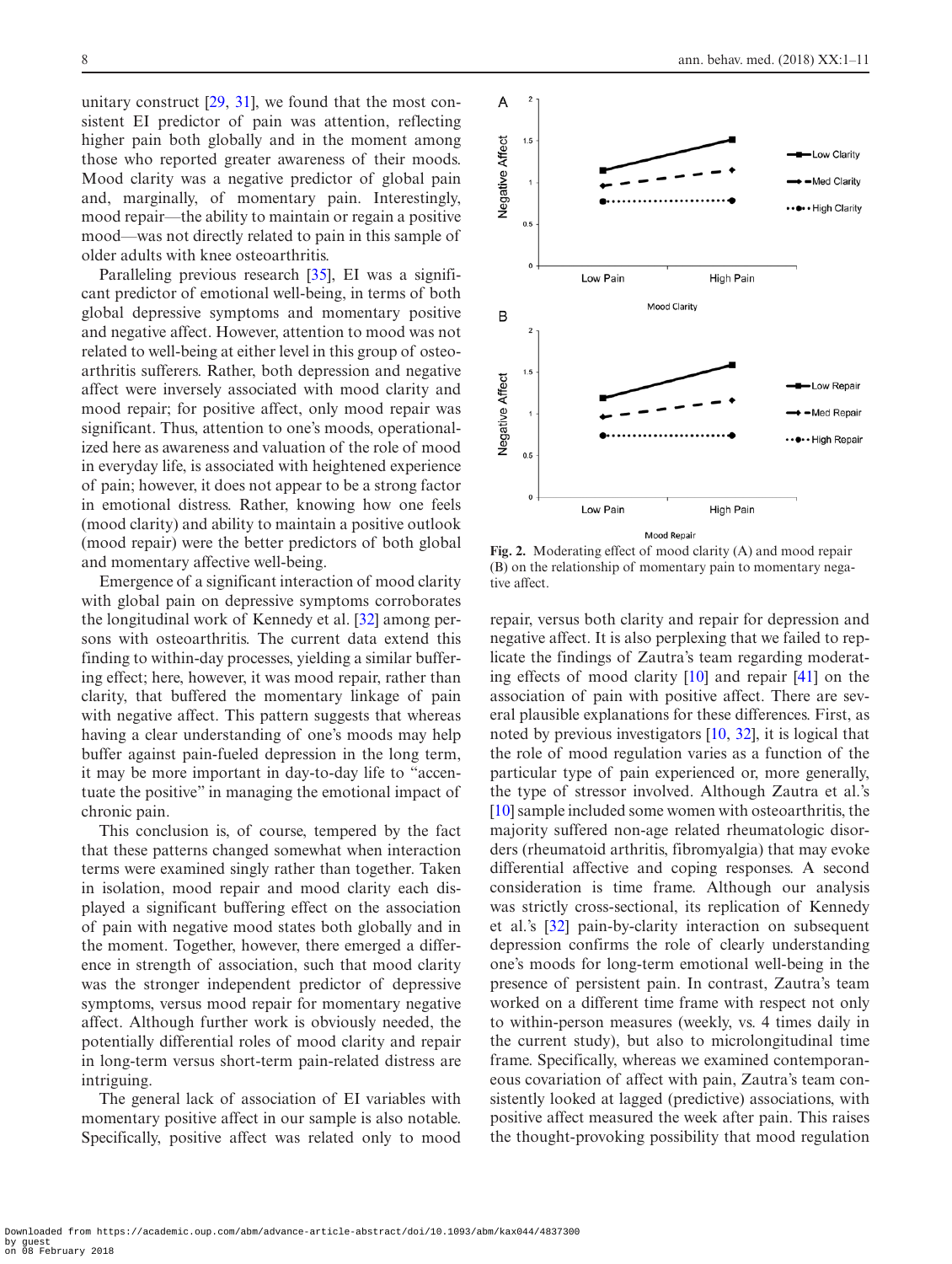unitary construct [29, 31], we found that the most consistent EI predictor of pain was attention, reflecting higher pain both globally and in the moment among those who reported greater awareness of their moods. Mood clarity was a negative predictor of global pain and, marginally, of momentary pain. Interestingly, mood repair—the ability to maintain or regain a positive mood—was not directly related to pain in this sample of older adults with knee osteoarthritis.

Paralleling previous research [35], EI was a significant predictor of emotional well-being, in terms of both global depressive symptoms and momentary positive and negative affect. However, attention to mood was not related to well-being at either level in this group of osteoarthritis sufferers. Rather, both depression and negative affect were inversely associated with mood clarity and mood repair; for positive affect, only mood repair was significant. Thus, attention to one's moods, operationalized here as awareness and valuation of the role of mood in everyday life, is associated with heightened experience of pain; however, it does not appear to be a strong factor in emotional distress. Rather, knowing how one feels (mood clarity) and ability to maintain a positive outlook (mood repair) were the better predictors of both global and momentary affective well-being.

Emergence of a significant interaction of mood clarity with global pain on depressive symptoms corroborates the longitudinal work of Kennedy et al. [32] among persons with osteoarthritis. The current data extend this finding to within-day processes, yielding a similar buffering effect; here, however, it was mood repair, rather than clarity, that buffered the momentary linkage of pain with negative affect. This pattern suggests that whereas having a clear understanding of one's moods may help buffer against pain-fueled depression in the long term, it may be more important in day-to-day life to "accentuate the positive" in managing the emotional impact of chronic pain.

This conclusion is, of course, tempered by the fact that these patterns changed somewhat when interaction terms were examined singly rather than together. Taken in isolation, mood repair and mood clarity each displayed a significant buffering effect on the association of pain with negative mood states both globally and in the moment. Together, however, there emerged a difference in strength of association, such that mood clarity was the stronger independent predictor of depressive symptoms, versus mood repair for momentary negative affect. Although further work is obviously needed, the potentially differential roles of mood clarity and repair in long-term versus short-term pain-related distress are intriguing.

The general lack of association of EI variables with momentary positive affect in our sample is also notable. Specifically, positive affect was related only to mood repair, versus both clarity and repair for depression and negative affect. It is also perplexing that we failed to replicate the findings of Zautra's team regarding moderating effects of mood clarity [10] and repair [41] on the association of pain with positive affect. There are several plausible explanations for these differences. First, as noted by previous investigators [10, 32], it is logical that the role of mood regulation varies as a function of the particular type of pain experienced or, more generally, the type of stressor involved. Although Zautra et al.'s [10] sample included some women with osteoarthritis, the majority suffered non-age related rheumatologic disorders (rheumatoid arthritis, fibromyalgia) that may evoke differential affective and coping responses. A second consideration is time frame. Although our analysis was strictly cross-sectional, its replication of Kennedy et al.'s [32] pain-by-clarity interaction on subsequent depression confirms the role of clearly understanding one's moods for long-term emotional well-being in the presence of persistent pain. In contrast, Zautra's team worked on a different time frame with respect not only to within-person measures (weekly, vs. 4 times daily in the current study), but also to microlongitudinal time frame. Specifically, whereas we examined contemporaneous covariation of affect with pain, Zautra's team consistently looked at lagged (predictive) associations, with positive affect measured the week after pain. This raises the thought-provoking possibility that mood regulation

**Fig. 2.** Moderating effect of mood clarity (A) and mood repair (B) on the relationship of momentary pain to momentary negative affect.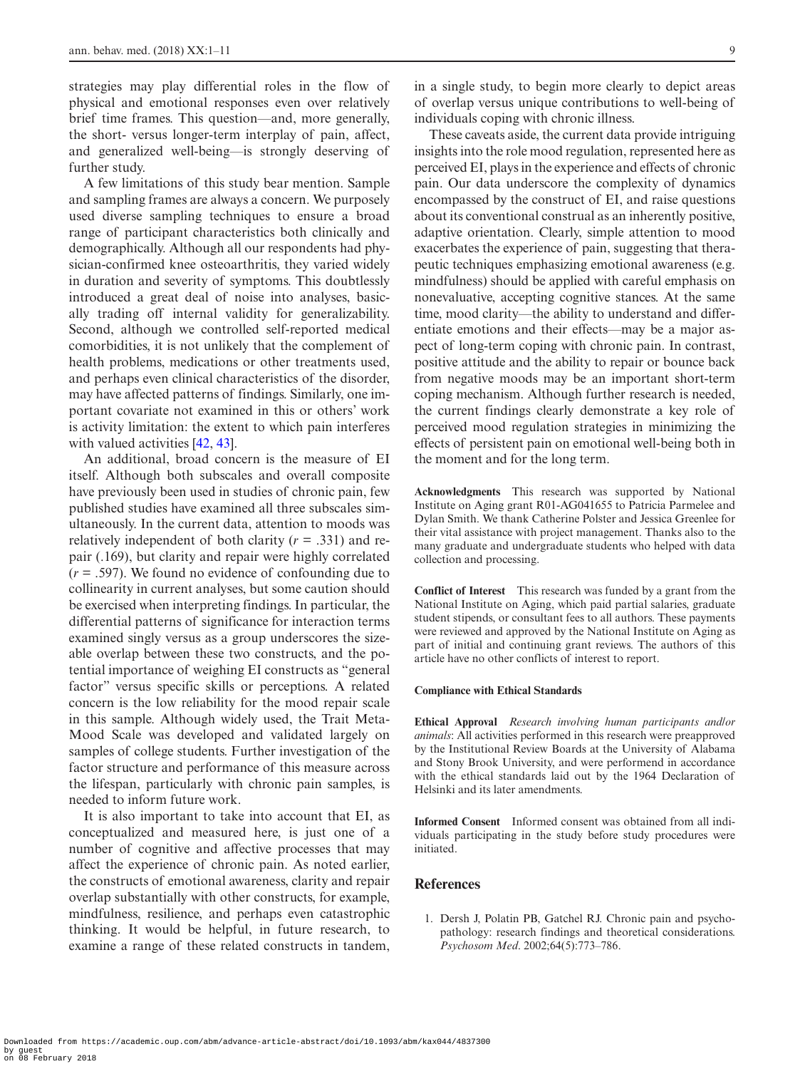strategies may play differential roles in the flow of physical and emotional responses even over relatively brief time frames. This question—and, more generally, the short- versus longer-term interplay of pain, affect, and generalized well-being—is strongly deserving of further study.

A few limitations of this study bear mention. Sample and sampling frames are always a concern. We purposely used diverse sampling techniques to ensure a broad range of participant characteristics both clinically and demographically. Although all our respondents had physician-confirmed knee osteoarthritis, they varied widely in duration and severity of symptoms. This doubtlessly introduced a great deal of noise into analyses, basically trading off internal validity for generalizability. Second, although we controlled self-reported medical comorbidities, it is not unlikely that the complement of health problems, medications or other treatments used, and perhaps even clinical characteristics of the disorder, may have affected patterns of findings. Similarly, one important covariate not examined in this or others' work is activity limitation: the extent to which pain interferes with valued activities [42, 43].

An additional, broad concern is the measure of EI itself. Although both subscales and overall composite have previously been used in studies of chronic pain, few published studies have examined all three subscales simultaneously. In the current data, attention to moods was relatively independent of both clarity ($r$ = .331) and repair (.169), but clarity and repair were highly correlated ($r$ = .597). We found no evidence of confounding due to collinearity in current analyses, but some caution should be exercised when interpreting findings. In particular, the differential patterns of significance for interaction terms examined singly versus as a group underscores the sizeable overlap between these two constructs, and the potential importance of weighing EI constructs as "general factor" versus specific skills or perceptions. A related concern is the low reliability for the mood repair scale in this sample. Although widely used, the Trait Meta-Mood Scale was developed and validated largely on samples of college students. Further investigation of the factor structure and performance of this measure across the lifespan, particularly with chronic pain samples, is needed to inform future work.

It is also important to take into account that EI, as conceptualized and measured here, is just one of a number of cognitive and affective processes that may affect the experience of chronic pain. As noted earlier, the constructs of emotional awareness, clarity and repair overlap substantially with other constructs, for example, mindfulness, resilience, and perhaps even catastrophic thinking. It would be helpful, in future research, to examine a range of these related constructs in tandem, in a single study, to begin more clearly to depict areas of overlap versus unique contributions to well-being of individuals coping with chronic illness.

These caveats aside, the current data provide intriguing insights into the role mood regulation, represented here as perceived EI, plays in the experience and effects of chronic pain. Our data underscore the complexity of dynamics encompassed by the construct of EI, and raise questions about its conventional construal as an inherently positive, adaptive orientation. Clearly, simple attention to mood exacerbates the experience of pain, suggesting that therapeutic techniques emphasizing emotional awareness (e.g. mindfulness) should be applied with careful emphasis on nonevaluative, accepting cognitive stances. At the same time, mood clarity—the ability to understand and differentiate emotions and their effects—may be a major aspect of long-term coping with chronic pain. In contrast, positive attitude and the ability to repair or bounce back from negative moods may be an important short-term coping mechanism. Although further research is needed, the current findings clearly demonstrate a key role of perceived mood regulation strategies in minimizing the effects of persistent pain on emotional well-being both in the moment and for the long term.

**Acknowledgments** This research was supported by National Institute on Aging grant R01-AG041655 to Patricia Parmelee and Dylan Smith. We thank Catherine Polster and Jessica Greenlee for their vital assistance with project management. Thanks also to the many graduate and undergraduate students who helped with data collection and processing.

**Conflict of Interest** This research was funded by a grant from the National Institute on Aging, which paid partial salaries, graduate student stipends, or consultant fees to all authors. These payments were reviewed and approved by the National Institute on Aging as part of initial and continuing grant reviews. The authors of this article have no other conflicts of interest to report.

**Compliance with Ethical Standards**

**Ethical Approval** *Research involving human participants and/or animals*: All activities performed in this research were preapproved by the Institutional Review Boards at the University of Alabama and Stony Brook University, and were performed in accordance with the ethical standards laid out by the 1964 Declaration of Helsinki and its later amendments.

**Informed Consent** Informed consent was obtained from all individuals participating in the study before study procedures were initiated.

## References

1. Dersh J, Polatin PB, Gatchel RJ. Chronic pain and psychopathology: research findings and theoretical considerations. *Psychosom Med*. 2002;64(5):773–786.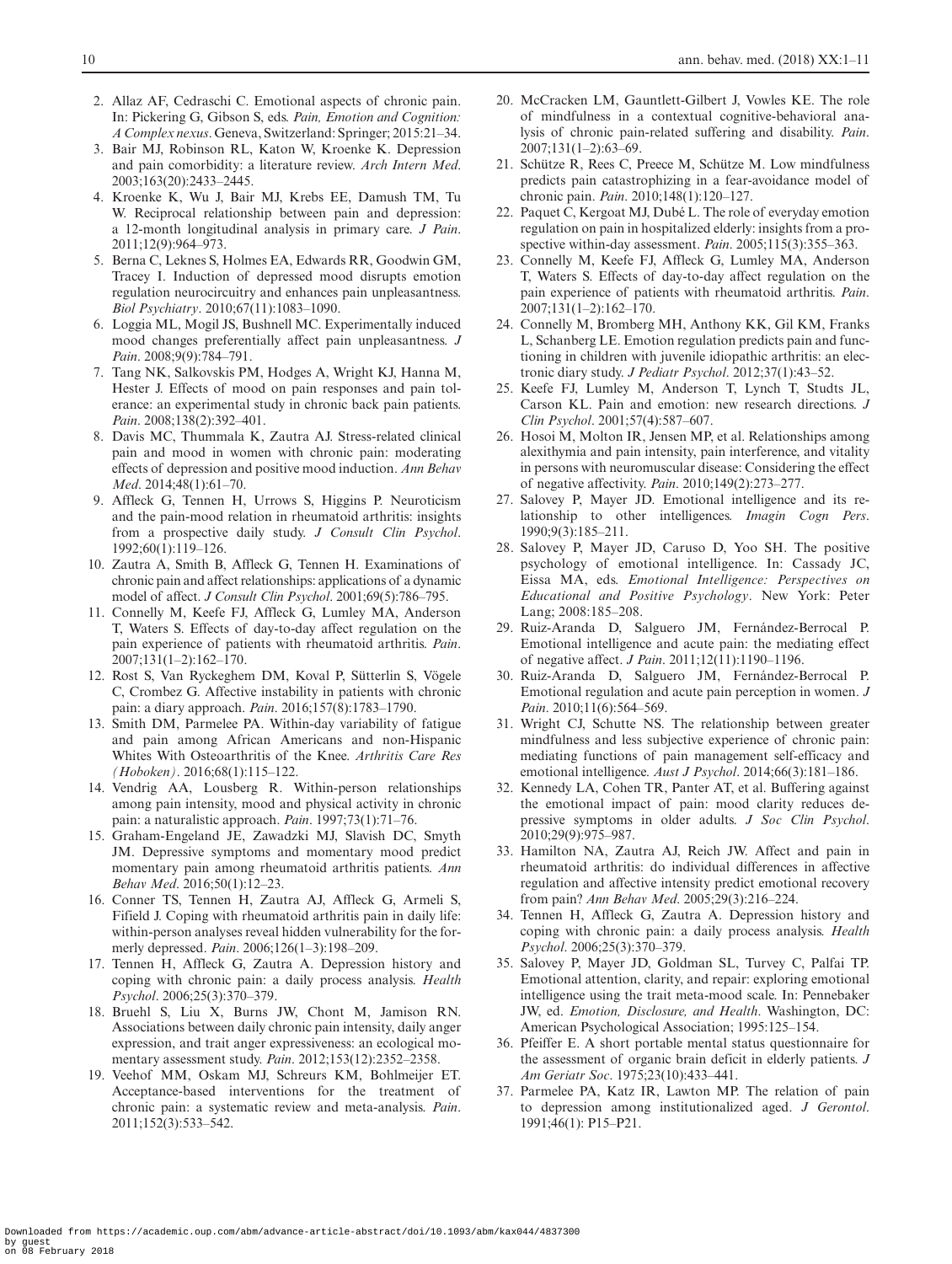2. Allaz AF, Cedraschi C. Emotional aspects of chronic pain. In: Pickering G, Gibson S, eds. *Pain, Emotion and Cognition: A Complex nexus*. Geneva, Switzerland: Springer; 2015:21–34.
3. Bair MJ, Robinson RL, Katon W, Kroenke K. Depression and pain comorbidity: a literature review. *Arch Intern Med*. 2003;163(20):2433–2445.
4. Kroenke K, Wu J, Bair MJ, Krebs EE, Damush TM, Tu W. Reciprocal relationship between pain and depression: a 12-month longitudinal analysis in primary care. *J Pain*. 2011;12(9):964–973.
5. Berna C, Leknes S, Holmes EA, Edwards RR, Goodwin GM, Tracey I. Induction of depressed mood disrupts emotion regulation neurocircuitry and enhances pain unpleasantness. *Biol Psychiatry*. 2010;67(11):1083–1090.
6. Loggia ML, Mogil JS, Bushnell MC. Experimentally induced mood changes preferentially affect pain unpleasantness. *J Pain*. 2008;9(9):784–791.
7. Tang NK, Salkovskis PM, Hodges A, Wright KJ, Hanna M, Hester J. Effects of mood on pain responses and pain tolerance: an experimental study in chronic back pain patients. *Pain*. 2008;138(2):392–401.
8. Davis MC, Thummala K, Zautra AJ. Stress-related clinical pain and mood in women with chronic pain: moderating effects of depression and positive mood induction. *Ann Behav Med*. 2014;48(1):61–70.
9. Affleck G, Tennen H, Urrows S, Higgins P. Neuroticism and the pain-mood relation in rheumatoid arthritis: insights from a prospective daily study. *J Consult Clin Psychol*. 1992;60(1):119–126.
10. Zautra A, Smith B, Affleck G, Tennen H. Examinations of chronic pain and affect relationships: applications of a dynamic model of affect. *J Consult Clin Psychol*. 2001;69(5):786–795.
11. Connelly M, Keefe FJ, Affleck G, Lumley MA, Anderson T, Waters S. Effects of day-to-day affect regulation on the pain experience of patients with rheumatoid arthritis. *Pain*. 2007;131(1–2):162–170.
12. Rost S, Van Ryckeghem DM, Koval P, Sütterlin S, Vögele C, Crombez G. Affective instability in patients with chronic pain: a diary approach. *Pain*. 2016;157(8):1783–1790.
13. Smith DM, Parmelee PA. Within-day variability of fatigue and pain among African Americans and non-Hispanic Whites With Osteoarthritis of the Knee. *Arthritis Care Res (Hoboken)*. 2016;68(1):115–122.
14. Vendrig AA, Lousberg R. Within-person relationships among pain intensity, mood and physical activity in chronic pain: a naturalistic approach. *Pain*. 1997;73(1):71–76.
15. Graham-Engeland JE, Zawadzki MJ, Slavish DC, Smyth JM. Depressive symptoms and momentary mood predict momentary pain among rheumatoid arthritis patients. *Ann Behav Med*. 2016;50(1):12–23.
16. Conner TS, Tennen H, Zautra AJ, Affleck G, Armeli S, Fifield J. Coping with rheumatoid arthritis pain in daily life: within-person analyses reveal hidden vulnerability for the formerly depressed. *Pain*. 2006;126(1–3):198–209.
17. Tennen H, Affleck G, Zautra A. Depression history and coping with chronic pain: a daily process analysis. *Health Psychol*. 2006;25(3):370–379.
18. Bruehl S, Liu X, Burns JW, Chont M, Jamison RN. Associations between daily chronic pain intensity, daily anger expression, and trait anger expressiveness: an ecological momentary assessment study. *Pain*. 2012;153(12):2352–2358.
19. Veehof MM, Oskam MJ, Schreurs KM, Bohlmeijer ET. Acceptance-based interventions for the treatment of chronic pain: a systematic review and meta-analysis. *Pain*. 2011;152(3):533–542.
20. McCracken LM, Gauntlett-Gilbert J, Vowles KE. The role of mindfulness in a contextual cognitive-behavioral analysis of chronic pain-related suffering and disability. *Pain*. 2007;131(1–2):63–69.
21. Schütze R, Rees C, Preece M, Schütze M. Low mindfulness predicts pain catastrophizing in a fear-avoidance model of chronic pain. *Pain*. 2010;148(1):120–127.
22. Paquet C, Kergoat MJ, Dubé L. The role of everyday emotion regulation on pain in hospitalized elderly: insights from a prospective within-day assessment. *Pain*. 2005;115(3):355–363.
23. Connelly M, Keefe FJ, Affleck G, Lumley MA, Anderson T, Waters S. Effects of day-to-day affect regulation on the pain experience of patients with rheumatoid arthritis. *Pain*. 2007;131(1–2):162–170.
24. Connelly M, Bromberg MH, Anthony KK, Gil KM, Franks L, Schanberg LE. Emotion regulation predicts pain and functioning in children with juvenile idiopathic arthritis: an electronic diary study. *J Pediatr Psychol*. 2012;37(1):43–52.
25. Keefe FJ, Lumley M, Anderson T, Lynch T, Studts JL, Carson KL. Pain and emotion: new research directions. *J Clin Psychol*. 2001;57(4):587–607.
26. Hosoi M, Molton IR, Jensen MP, et al. Relationships among alexithymia and pain intensity, pain interference, and vitality in persons with neuromuscular disease: Considering the effect of negative affectivity. *Pain*. 2010;149(2):273–277.
27. Salovey P, Mayer JD. Emotional intelligence and its relationship to other intelligences. *Imagin Cogn Pers*. 1990;9(3):185–211.
28. Salovey P, Mayer JD, Caruso D, Yoo SH. The positive psychology of emotional intelligence. In: Cassady JC, Eissa MA, eds. *Emotional Intelligence: Perspectives on Educational and Positive Psychology*. New York: Peter Lang; 2008:185–208.
29. Ruiz-Aranda D, Salguero JM, Fernández-Berrocal P. Emotional intelligence and acute pain: the mediating effect of negative affect. *J Pain*. 2011;12(11):1190–1196.
30. Ruiz-Aranda D, Salguero JM, Fernández-Berrocal P. Emotional regulation and acute pain perception in women. *J Pain*. 2010;11(6):564–569.
31. Wright CJ, Schutte NS. The relationship between greater mindfulness and less subjective experience of chronic pain: mediating functions of pain management self-efficacy and emotional intelligence. *Aust J Psychol*. 2014;66(3):181–186.
32. Kennedy LA, Cohen TR, Panter AT, et al. Buffering against the emotional impact of pain: mood clarity reduces depressive symptoms in older adults. *J Soc Clin Psychol*. 2010;29(9):975–987.
33. Hamilton NA, Zautra AJ, Reich JW. Affect and pain in rheumatoid arthritis: do individual differences in affective regulation and affective intensity predict emotional recovery from pain? *Ann Behav Med*. 2005;29(3):216–224.
34. Tennen H, Affleck G, Zautra A. Depression history and coping with chronic pain: a daily process analysis. *Health Psychol*. 2006;25(3):370–379.
35. Salovey P, Mayer JD, Goldman SL, Turvey C, Palfai TP. Emotional attention, clarity, and repair: exploring emotional intelligence using the trait meta-mood scale. In: Pennebaker JW, ed. *Emotion, Disclosure, and Health*. Washington, DC: American Psychological Association; 1995:125–154.
36. Pfeiffer E. A short portable mental status questionnaire for the assessment of organic brain deficit in elderly patients. *J Am Geriatr Soc*. 1975;23(10):433–441.
37. Parmelee PA, Katz IR, Lawton MP. The relation of pain to depression among institutionalized aged. *J Gerontol*. 1991;46(1): P15–P21.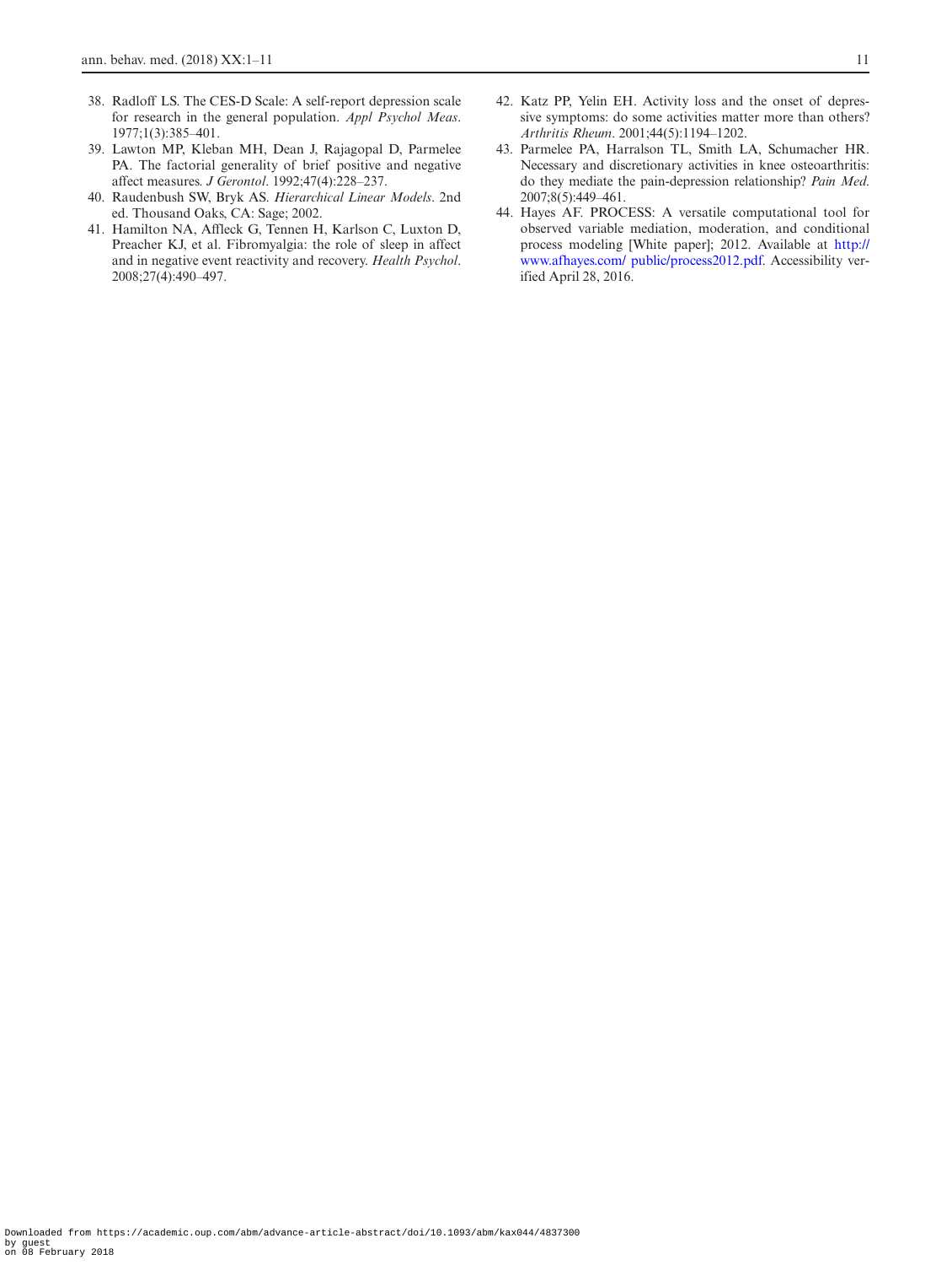38. Radloff LS. The CES-D Scale: A self-report depression scale for research in the general population. *Appl Psychol Meas*. 1977;1(3):385–401.
39. Lawton MP, Kleban MH, Dean J, Rajagopal D, Parmelee PA. The factorial generality of brief positive and negative affect measures. *J Gerontol*. 1992;47(4):228–237.
40. Raudenbush SW, Bryk AS. *Hierarchical Linear Models*. 2nd ed. Thousand Oaks, CA: Sage; 2002.
41. Hamilton NA, Affleck G, Tennen H, Karlson C, Luxton D, Preacher KJ, et al. Fibromyalgia: the role of sleep in affect and in negative event reactivity and recovery. *Health Psychol*. 2008;27(4):490–497.
42. Katz PP, Yelin EH. Activity loss and the onset of depressive symptoms: do some activities matter more than others? *Arthritis Rheum*. 2001;44(5):1194–1202.
43. Parmelee PA, Harralson TL, Smith LA, Schumacher HR. Necessary and discretionary activities in knee osteoarthritis: do they mediate the pain-depression relationship? *Pain Med*. 2007;8(5):449–461.
44. Hayes AF. PROCESS: A versatile computational tool for observed variable mediation, moderation, and conditional process modeling [White paper]; 2012. Available at http://www.afhayes.com/ public/process2012.pdf. Accessibility verified April 28, 2016.